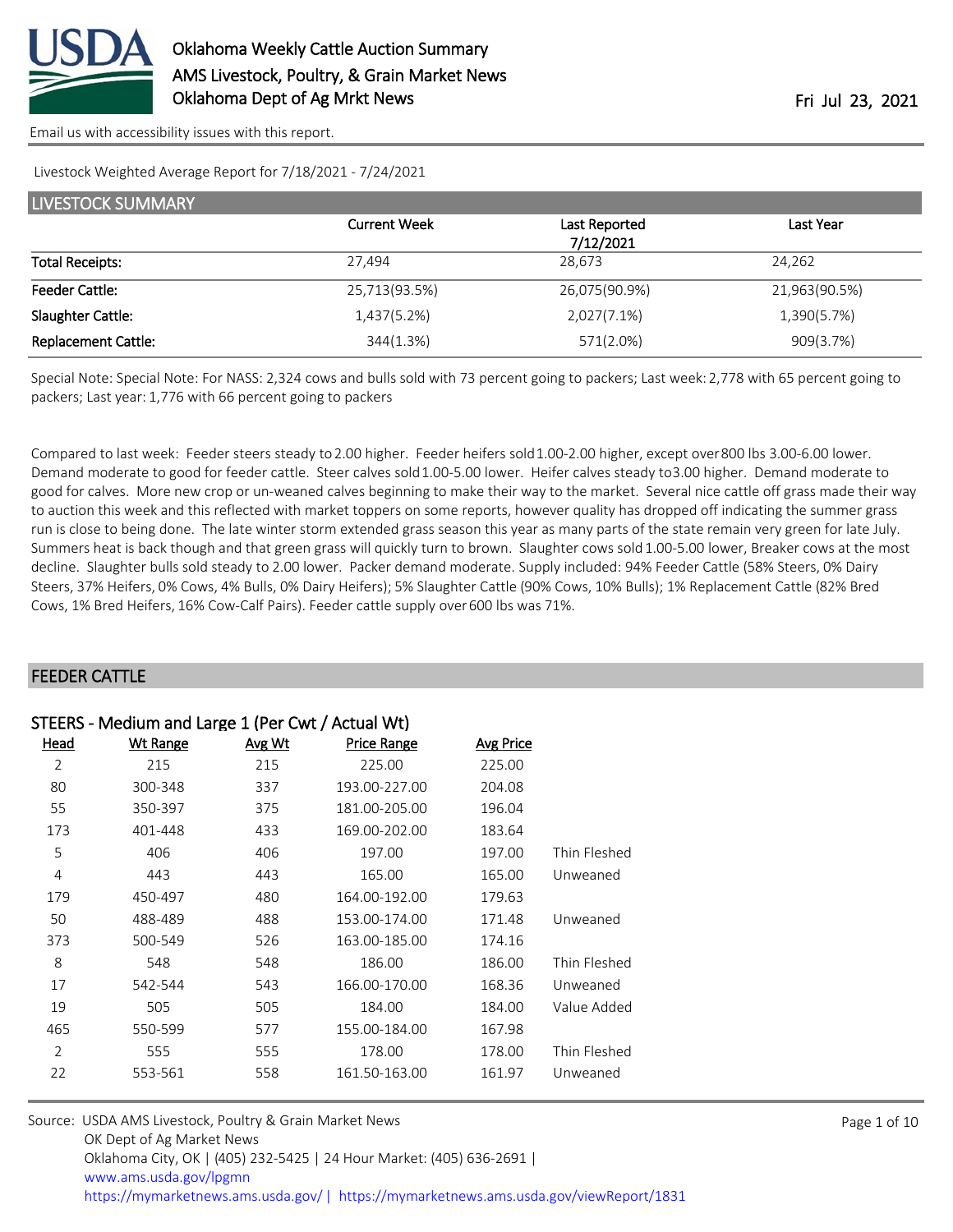# Oklahoma Weekly Cattle Auction Summary
## AMS Livestock, Poultry, & Grain Market News
## Oklahoma Dept of Ag Mrkt News

Fri Jul 23, 2021

Email us with accessibility issues with this report.

Livestock Weighted Average Report for 7/18/2021 - 7/24/2021

## LIVESTOCK SUMMARY

| | Current Week | Last Reported 7/12/2021 | Last Year |
|---|---|---|---|
| Total Receipts: | 27,494 | 28,673 | 24,262 |
| Feeder Cattle: | 25,713(93.5%) | 26,075(90.9%) | 21,963(90.5%) |
| Slaughter Cattle: | 1,437(5.2%) | 2,027(7.1%) | 1,390(5.7%) |
| Replacement Cattle: | 344(1.3%) | 571(2.0%) | 909(3.7%) |

Special Note: Special Note: For NASS: 2,324 cows and bulls sold with 73 percent going to packers; Last week: 2,778 with 65 percent going to packers; Last year: 1,776 with 66 percent going to packers

Compared to last week: Feeder steers steady to 2.00 higher. Feeder heifers sold 1.00-2.00 higher, except over 800 lbs 3.00-6.00 lower. Demand moderate to good for feeder cattle. Steer calves sold 1.00-5.00 lower. Heifer calves steady to 3.00 higher. Demand moderate to good for calves. More new crop or un-weaned calves beginning to make their way to the market. Several nice cattle off grass made their way to auction this week and this reflected with market toppers on some reports, however quality has dropped off indicating the summer grass run is close to being done. The late winter storm extended grass season this year as many parts of the state remain very green for late July. Summers heat is back though and that green grass will quickly turn to brown. Slaughter cows sold 1.00-5.00 lower, Breaker cows at the most decline. Slaughter bulls sold steady to 2.00 lower. Packer demand moderate. Supply included: 94% Feeder Cattle (58% Steers, 0% Dairy Steers, 37% Heifers, 0% Cows, 4% Bulls, 0% Dairy Heifers); 5% Slaughter Cattle (90% Cows, 10% Bulls); 1% Replacement Cattle (82% Bred Cows, 1% Bred Heifers, 16% Cow-Calf Pairs). Feeder cattle supply over 600 lbs was 71%.

## FEEDER CATTLE

### STEERS - Medium and Large 1 (Per Cwt / Actual Wt)

| Head | Wt Range | Avg Wt | Price Range | Avg Price | |
|---|---|---|---|---|---|
| 2 | 215 | 215 | 225.00 | 225.00 | |
| 80 | 300-348 | 337 | 193.00-227.00 | 204.08 | |
| 55 | 350-397 | 375 | 181.00-205.00 | 196.04 | |
| 173 | 401-448 | 433 | 169.00-202.00 | 183.64 | |
| 5 | 406 | 406 | 197.00 | 197.00 | Thin Fleshed |
| 4 | 443 | 443 | 165.00 | 165.00 | Unweaned |
| 179 | 450-497 | 480 | 164.00-192.00 | 179.63 | |
| 50 | 488-489 | 488 | 153.00-174.00 | 171.48 | Unweaned |
| 373 | 500-549 | 526 | 163.00-185.00 | 174.16 | |
| 8 | 548 | 548 | 186.00 | 186.00 | Thin Fleshed |
| 17 | 542-544 | 543 | 166.00-170.00 | 168.36 | Unweaned |
| 19 | 505 | 505 | 184.00 | 184.00 | Value Added |
| 465 | 550-599 | 577 | 155.00-184.00 | 167.98 | |
| 2 | 555 | 555 | 178.00 | 178.00 | Thin Fleshed |
| 22 | 553-561 | 558 | 161.50-163.00 | 161.97 | Unweaned |

Source: USDA AMS Livestock, Poultry & Grain Market News
OK Dept of Ag Market News
Oklahoma City, OK | (405) 232-5425 | 24 Hour Market: (405) 636-2691 |
www.ams.usda.gov/lpgmn
https://mymarketnews.ams.usda.gov/ | https://mymarketnews.ams.usda.gov/viewReport/1831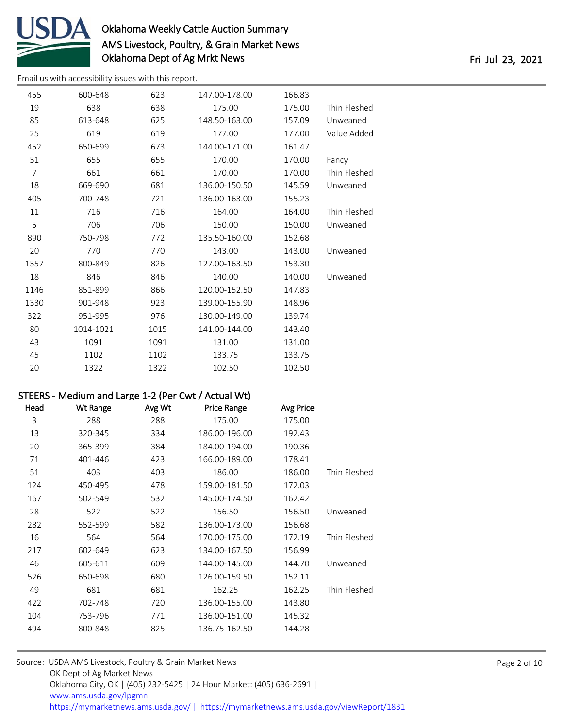| Head | Wt Range | Avg Wt | Price Range | Avg Price | |
|---|---|---|---|---|---|
| 455 | 600-648 | 623 | 147.00-178.00 | 166.83 | |
| 19 | 638 | 638 | 175.00 | 175.00 | Thin Fleshed |
| 85 | 613-648 | 625 | 148.50-163.00 | 157.09 | Unweaned |
| 25 | 619 | 619 | 177.00 | 177.00 | Value Added |
| 452 | 650-699 | 673 | 144.00-171.00 | 161.47 | |
| 51 | 655 | 655 | 170.00 | 170.00 | Fancy |
| 7 | 661 | 661 | 170.00 | 170.00 | Thin Fleshed |
| 18 | 669-690 | 681 | 136.00-150.50 | 145.59 | Unweaned |
| 405 | 700-748 | 721 | 136.00-163.00 | 155.23 | |
| 11 | 716 | 716 | 164.00 | 164.00 | Thin Fleshed |
| 5 | 706 | 706 | 150.00 | 150.00 | Unweaned |
| 890 | 750-798 | 772 | 135.50-160.00 | 152.68 | |
| 20 | 770 | 770 | 143.00 | 143.00 | Unweaned |
| 1557 | 800-849 | 826 | 127.00-163.50 | 153.30 | |
| 18 | 846 | 846 | 140.00 | 140.00 | Unweaned |
| 1146 | 851-899 | 866 | 120.00-152.50 | 147.83 | |
| 1330 | 901-948 | 923 | 139.00-155.90 | 148.96 | |
| 322 | 951-995 | 976 | 130.00-149.00 | 139.74 | |
| 80 | 1014-1021 | 1015 | 141.00-144.00 | 143.40 | |
| 43 | 1091 | 1091 | 131.00 | 131.00 | |
| 45 | 1102 | 1102 | 133.75 | 133.75 | |
| 20 | 1322 | 1322 | 102.50 | 102.50 | |

## STEERS - Medium and Large 1-2 (Per Cwt / Actual Wt)

| Head | Wt Range | Avg Wt | Price Range | Avg Price | |
|---|---|---|---|---|---|
| 3 | 288 | 288 | 175.00 | 175.00 | |
| 13 | 320-345 | 334 | 186.00-196.00 | 192.43 | |
| 20 | 365-399 | 384 | 184.00-194.00 | 190.36 | |
| 71 | 401-446 | 423 | 166.00-189.00 | 178.41 | |
| 51 | 403 | 403 | 186.00 | 186.00 | Thin Fleshed |
| 124 | 450-495 | 478 | 159.00-181.50 | 172.03 | |
| 167 | 502-549 | 532 | 145.00-174.50 | 162.42 | |
| 28 | 522 | 522 | 156.50 | 156.50 | Unweaned |
| 282 | 552-599 | 582 | 136.00-173.00 | 156.68 | |
| 16 | 564 | 564 | 170.00-175.00 | 172.19 | Thin Fleshed |
| 217 | 602-649 | 623 | 134.00-167.50 | 156.99 | |
| 46 | 605-611 | 609 | 144.00-145.00 | 144.70 | Unweaned |
| 526 | 650-698 | 680 | 126.00-159.50 | 152.11 | |
| 49 | 681 | 681 | 162.25 | 162.25 | Thin Fleshed |
| 422 | 702-748 | 720 | 136.00-155.00 | 143.80 | |
| 104 | 753-796 | 771 | 136.00-151.00 | 145.32 | |
| 494 | 800-848 | 825 | 136.75-162.50 | 144.28 | |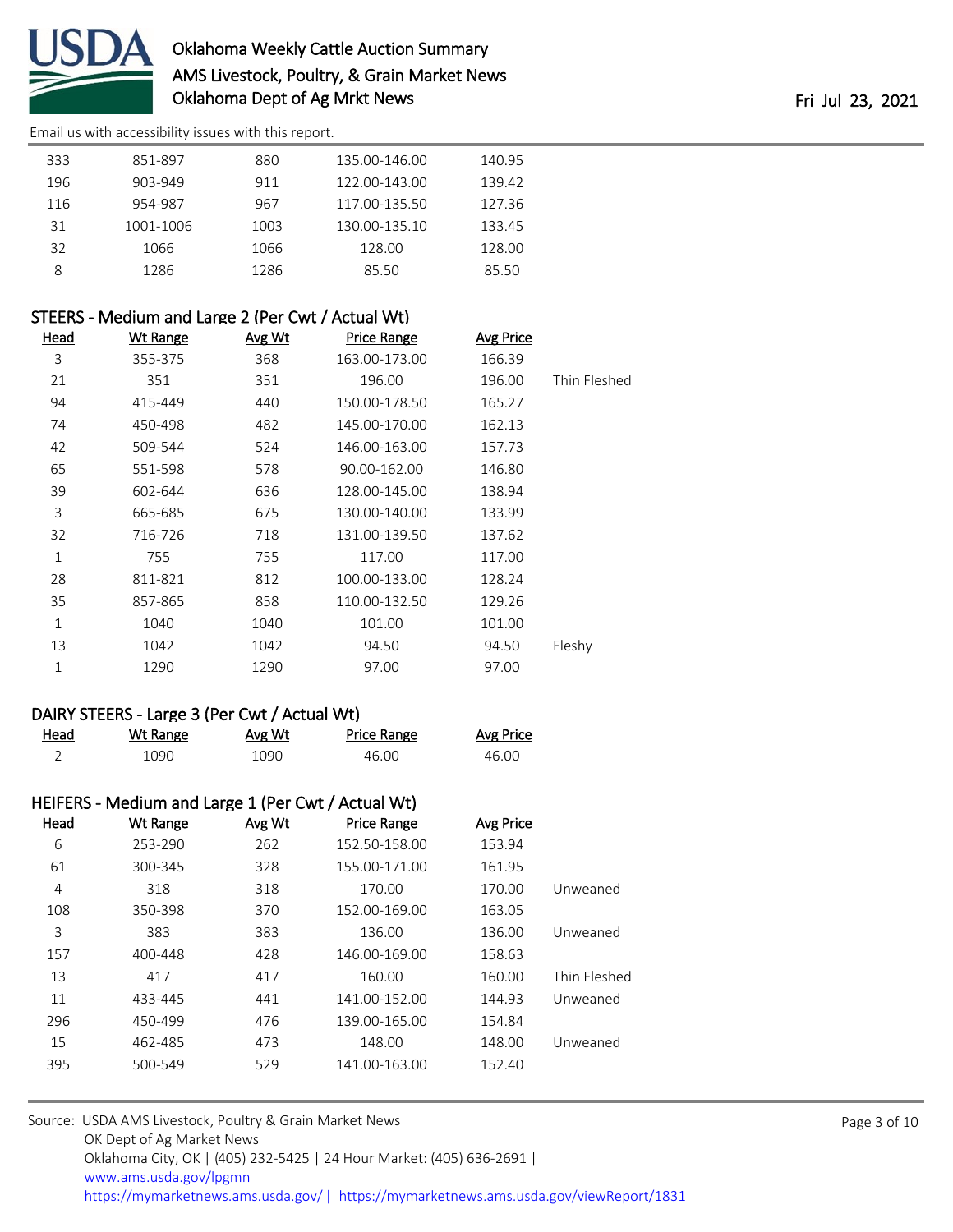Email us with accessibility issues with this report.

| Head | Wt Range | Avg Wt | Price Range | Avg Price | |
|---|---|---|---|---|---|
| 333 | 851-897 | 880 | 135.00-146.00 | 140.95 | |
| 196 | 903-949 | 911 | 122.00-143.00 | 139.42 | |
| 116 | 954-987 | 967 | 117.00-135.50 | 127.36 | |
| 31 | 1001-1006 | 1003 | 130.00-135.10 | 133.45 | |
| 32 | 1066 | 1066 | 128.00 | 128.00 | |
| 8 | 1286 | 1286 | 85.50 | 85.50 | |

## STEERS - Medium and Large 2 (Per Cwt / Actual Wt)

| Head | Wt Range | Avg Wt | Price Range | Avg Price | |
|---|---|---|---|---|---|
| 3 | 355-375 | 368 | 163.00-173.00 | 166.39 | |
| 21 | 351 | 351 | 196.00 | 196.00 | Thin Fleshed |
| 94 | 415-449 | 440 | 150.00-178.50 | 165.27 | |
| 74 | 450-498 | 482 | 145.00-170.00 | 162.13 | |
| 42 | 509-544 | 524 | 146.00-163.00 | 157.73 | |
| 65 | 551-598 | 578 | 90.00-162.00 | 146.80 | |
| 39 | 602-644 | 636 | 128.00-145.00 | 138.94 | |
| 3 | 665-685 | 675 | 130.00-140.00 | 133.99 | |
| 32 | 716-726 | 718 | 131.00-139.50 | 137.62 | |
| 1 | 755 | 755 | 117.00 | 117.00 | |
| 28 | 811-821 | 812 | 100.00-133.00 | 128.24 | |
| 35 | 857-865 | 858 | 110.00-132.50 | 129.26 | |
| 1 | 1040 | 1040 | 101.00 | 101.00 | |
| 13 | 1042 | 1042 | 94.50 | 94.50 | Fleshy |
| 1 | 1290 | 1290 | 97.00 | 97.00 | |

## DAIRY STEERS - Large 3 (Per Cwt / Actual Wt)

| Head | Wt Range | Avg Wt | Price Range | Avg Price |
|---|---|---|---|---|
| 2 | 1090 | 1090 | 46.00 | 46.00 |

## HEIFERS - Medium and Large 1 (Per Cwt / Actual Wt)

| Head | Wt Range | Avg Wt | Price Range | Avg Price | |
|---|---|---|---|---|---|
| 6 | 253-290 | 262 | 152.50-158.00 | 153.94 | |
| 61 | 300-345 | 328 | 155.00-171.00 | 161.95 | |
| 4 | 318 | 318 | 170.00 | 170.00 | Unweaned |
| 108 | 350-398 | 370 | 152.00-169.00 | 163.05 | |
| 3 | 383 | 383 | 136.00 | 136.00 | Unweaned |
| 157 | 400-448 | 428 | 146.00-169.00 | 158.63 | |
| 13 | 417 | 417 | 160.00 | 160.00 | Thin Fleshed |
| 11 | 433-445 | 441 | 141.00-152.00 | 144.93 | Unweaned |
| 296 | 450-499 | 476 | 139.00-165.00 | 154.84 | |
| 15 | 462-485 | 473 | 148.00 | 148.00 | Unweaned |
| 395 | 500-549 | 529 | 141.00-163.00 | 152.40 | |

Source: USDA AMS Livestock, Poultry & Grain Market News
OK Dept of Ag Market News
Oklahoma City, OK | (405) 232-5425 | 24 Hour Market: (405) 636-2691 |
www.ams.usda.gov/lpgmn
https://mymarketnews.ams.usda.gov/ | https://mymarketnews.ams.usda.gov/viewReport/1831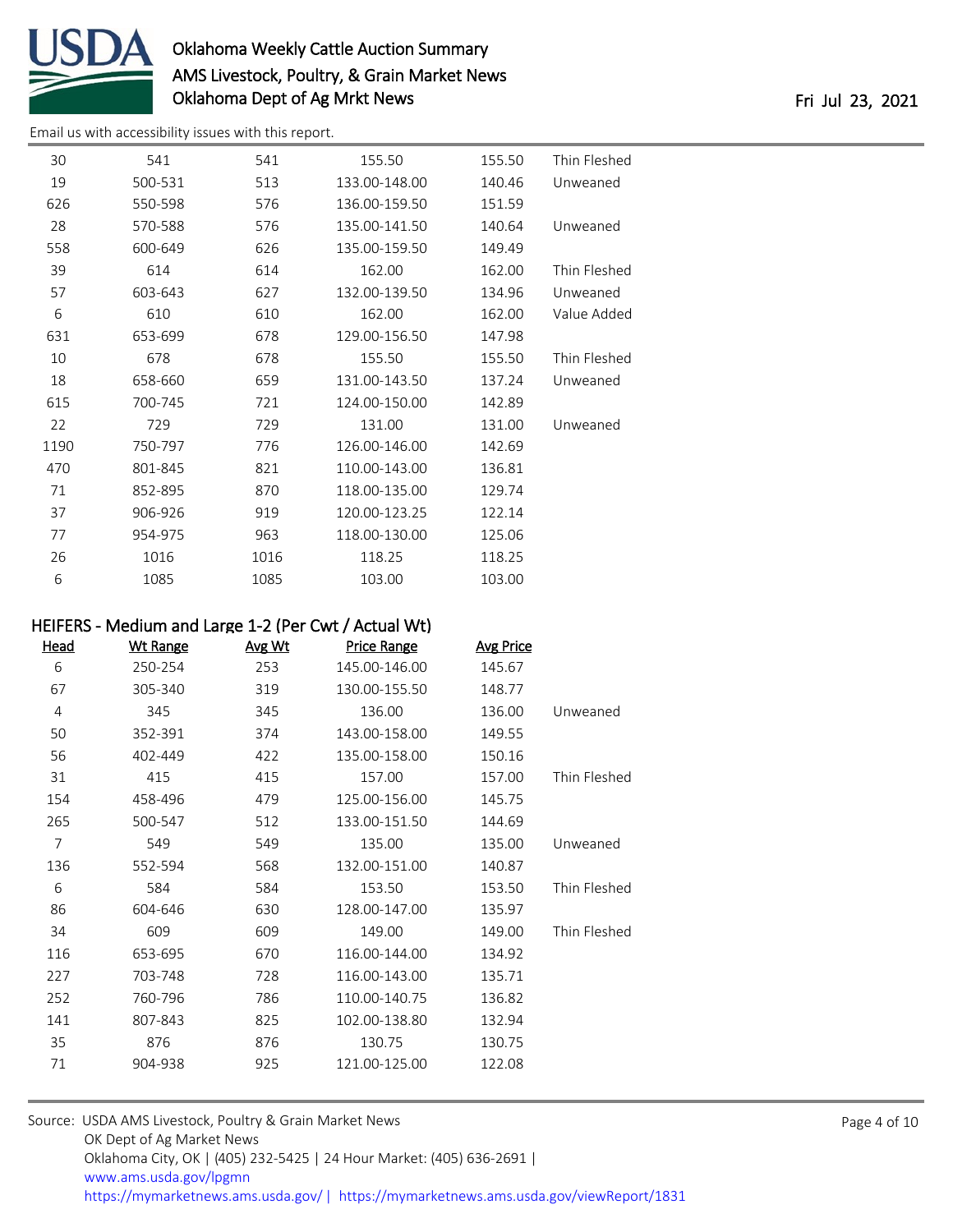| Head | Wt Range | Avg Wt | Price Range | Avg Price | |
|---|---|---|---|---|---|
| 30 | 541 | 541 | 155.50 | 155.50 | Thin Fleshed |
| 19 | 500-531 | 513 | 133.00-148.00 | 140.46 | Unweaned |
| 626 | 550-598 | 576 | 136.00-159.50 | 151.59 | |
| 28 | 570-588 | 576 | 135.00-141.50 | 140.64 | Unweaned |
| 558 | 600-649 | 626 | 135.00-159.50 | 149.49 | |
| 39 | 614 | 614 | 162.00 | 162.00 | Thin Fleshed |
| 57 | 603-643 | 627 | 132.00-139.50 | 134.96 | Unweaned |
| 6 | 610 | 610 | 162.00 | 162.00 | Value Added |
| 631 | 653-699 | 678 | 129.00-156.50 | 147.98 | |
| 10 | 678 | 678 | 155.50 | 155.50 | Thin Fleshed |
| 18 | 658-660 | 659 | 131.00-143.50 | 137.24 | Unweaned |
| 615 | 700-745 | 721 | 124.00-150.00 | 142.89 | |
| 22 | 729 | 729 | 131.00 | 131.00 | Unweaned |
| 1190 | 750-797 | 776 | 126.00-146.00 | 142.69 | |
| 470 | 801-845 | 821 | 110.00-143.00 | 136.81 | |
| 71 | 852-895 | 870 | 118.00-135.00 | 129.74 | |
| 37 | 906-926 | 919 | 120.00-123.25 | 122.14 | |
| 77 | 954-975 | 963 | 118.00-130.00 | 125.06 | |
| 26 | 1016 | 1016 | 118.25 | 118.25 | |
| 6 | 1085 | 1085 | 103.00 | 103.00 | |

## HEIFERS - Medium and Large 1-2 (Per Cwt / Actual Wt)

| Head | Wt Range | Avg Wt | Price Range | Avg Price | |
|---|---|---|---|---|---|
| 6 | 250-254 | 253 | 145.00-146.00 | 145.67 | |
| 67 | 305-340 | 319 | 130.00-155.50 | 148.77 | |
| 4 | 345 | 345 | 136.00 | 136.00 | Unweaned |
| 50 | 352-391 | 374 | 143.00-158.00 | 149.55 | |
| 56 | 402-449 | 422 | 135.00-158.00 | 150.16 | |
| 31 | 415 | 415 | 157.00 | 157.00 | Thin Fleshed |
| 154 | 458-496 | 479 | 125.00-156.00 | 145.75 | |
| 265 | 500-547 | 512 | 133.00-151.50 | 144.69 | |
| 7 | 549 | 549 | 135.00 | 135.00 | Unweaned |
| 136 | 552-594 | 568 | 132.00-151.00 | 140.87 | |
| 6 | 584 | 584 | 153.50 | 153.50 | Thin Fleshed |
| 86 | 604-646 | 630 | 128.00-147.00 | 135.97 | |
| 34 | 609 | 609 | 149.00 | 149.00 | Thin Fleshed |
| 116 | 653-695 | 670 | 116.00-144.00 | 134.92 | |
| 227 | 703-748 | 728 | 116.00-143.00 | 135.71 | |
| 252 | 760-796 | 786 | 110.00-140.75 | 136.82 | |
| 141 | 807-843 | 825 | 102.00-138.80 | 132.94 | |
| 35 | 876 | 876 | 130.75 | 130.75 | |
| 71 | 904-938 | 925 | 121.00-125.00 | 122.08 | |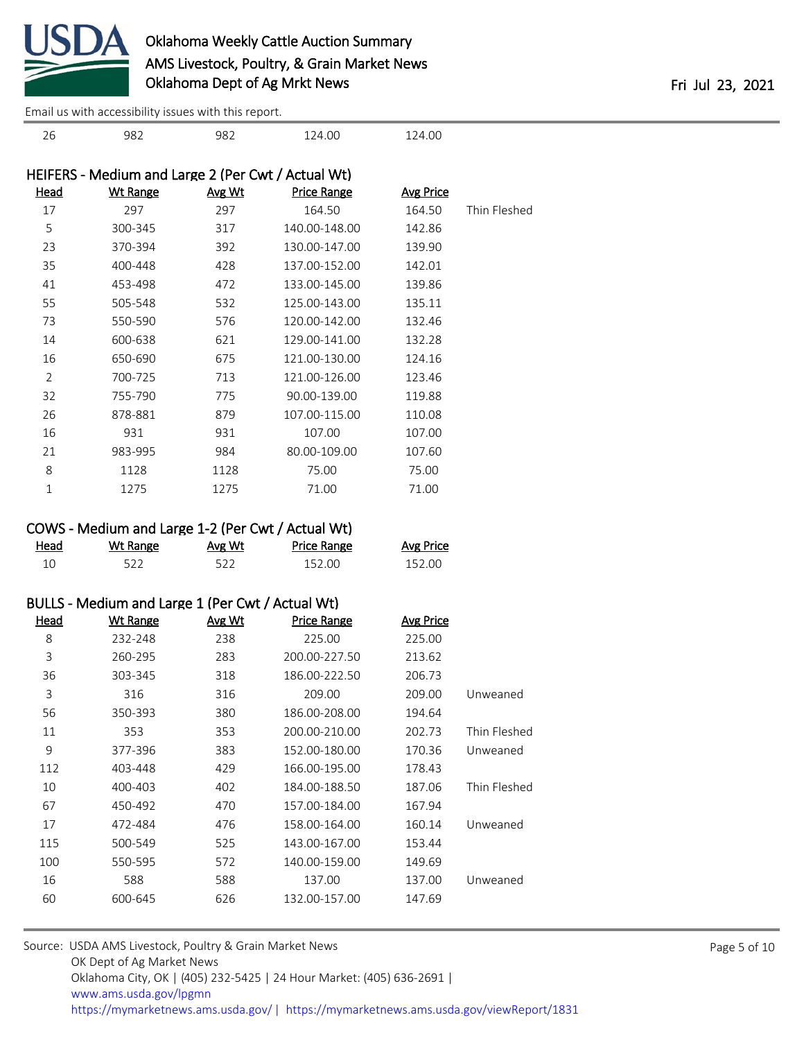| | | | | | |
|---|---|---|---|---|---|
| 26 | 982 | 982 | 124.00 | 124.00 | |

## HEIFERS - Medium and Large 2 (Per Cwt / Actual Wt)

| Head | Wt Range | Avg Wt | Price Range | Avg Price | |
|---|---|---|---|---|---|
| 17 | 297 | 297 | 164.50 | 164.50 | Thin Fleshed |
| 5 | 300-345 | 317 | 140.00-148.00 | 142.86 | |
| 23 | 370-394 | 392 | 130.00-147.00 | 139.90 | |
| 35 | 400-448 | 428 | 137.00-152.00 | 142.01 | |
| 41 | 453-498 | 472 | 133.00-145.00 | 139.86 | |
| 55 | 505-548 | 532 | 125.00-143.00 | 135.11 | |
| 73 | 550-590 | 576 | 120.00-142.00 | 132.46 | |
| 14 | 600-638 | 621 | 129.00-141.00 | 132.28 | |
| 16 | 650-690 | 675 | 121.00-130.00 | 124.16 | |
| 2 | 700-725 | 713 | 121.00-126.00 | 123.46 | |
| 32 | 755-790 | 775 | 90.00-139.00 | 119.88 | |
| 26 | 878-881 | 879 | 107.00-115.00 | 110.08 | |
| 16 | 931 | 931 | 107.00 | 107.00 | |
| 21 | 983-995 | 984 | 80.00-109.00 | 107.60 | |
| 8 | 1128 | 1128 | 75.00 | 75.00 | |
| 1 | 1275 | 1275 | 71.00 | 71.00 | |

## COWS - Medium and Large 1-2 (Per Cwt / Actual Wt)

| Head | Wt Range | Avg Wt | Price Range | Avg Price |
|---|---|---|---|---|
| 10 | 522 | 522 | 152.00 | 152.00 |

## BULLS - Medium and Large 1 (Per Cwt / Actual Wt)

| Head | Wt Range | Avg Wt | Price Range | Avg Price | |
|---|---|---|---|---|---|
| 8 | 232-248 | 238 | 225.00 | 225.00 | |
| 3 | 260-295 | 283 | 200.00-227.50 | 213.62 | |
| 36 | 303-345 | 318 | 186.00-222.50 | 206.73 | |
| 3 | 316 | 316 | 209.00 | 209.00 | Unweaned |
| 56 | 350-393 | 380 | 186.00-208.00 | 194.64 | |
| 11 | 353 | 353 | 200.00-210.00 | 202.73 | Thin Fleshed |
| 9 | 377-396 | 383 | 152.00-180.00 | 170.36 | Unweaned |
| 112 | 403-448 | 429 | 166.00-195.00 | 178.43 | |
| 10 | 400-403 | 402 | 184.00-188.50 | 187.06 | Thin Fleshed |
| 67 | 450-492 | 470 | 157.00-184.00 | 167.94 | |
| 17 | 472-484 | 476 | 158.00-164.00 | 160.14 | Unweaned |
| 115 | 500-549 | 525 | 143.00-167.00 | 153.44 | |
| 100 | 550-595 | 572 | 140.00-159.00 | 149.69 | |
| 16 | 588 | 588 | 137.00 | 137.00 | Unweaned |
| 60 | 600-645 | 626 | 132.00-157.00 | 147.69 | |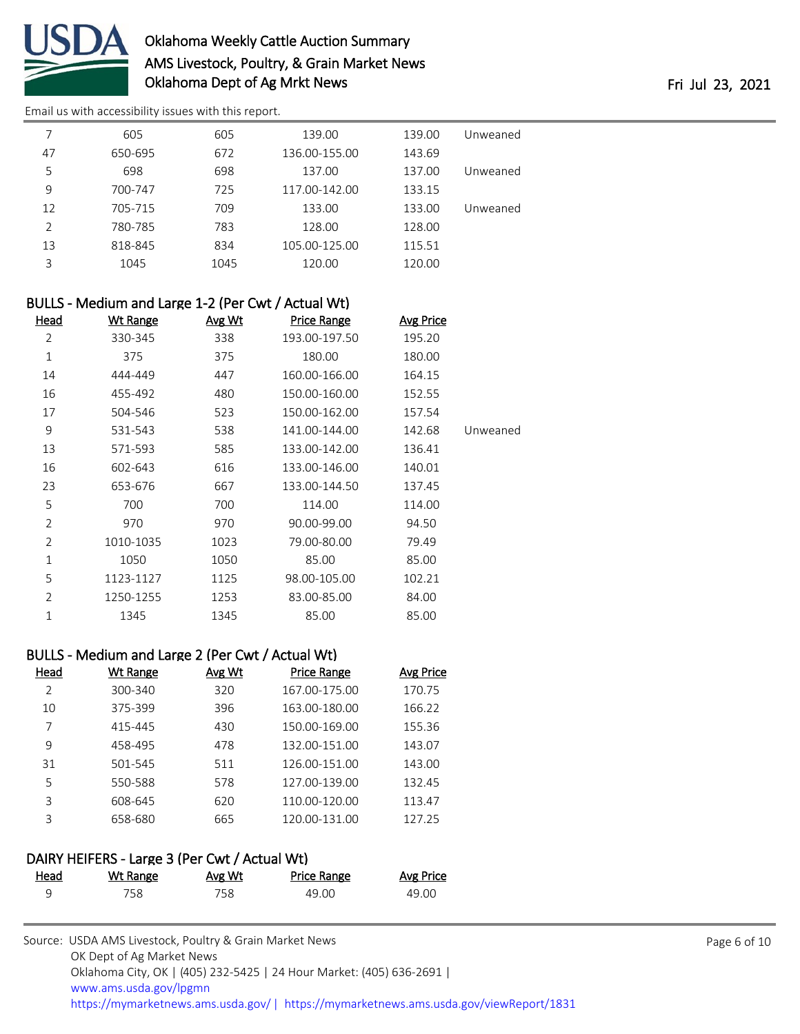| Head | Wt Range | Avg Wt | Price Range | Avg Price | |
|---|---|---|---|---|---|
| 7 | 605 | 605 | 139.00 | 139.00 | Unweaned |
| 47 | 650-695 | 672 | 136.00-155.00 | 143.69 | |
| 5 | 698 | 698 | 137.00 | 137.00 | Unweaned |
| 9 | 700-747 | 725 | 117.00-142.00 | 133.15 | |
| 12 | 705-715 | 709 | 133.00 | 133.00 | Unweaned |
| 2 | 780-785 | 783 | 128.00 | 128.00 | |
| 13 | 818-845 | 834 | 105.00-125.00 | 115.51 | |
| 3 | 1045 | 1045 | 120.00 | 120.00 | |

## BULLS - Medium and Large 1-2 (Per Cwt / Actual Wt)

| Head | Wt Range | Avg Wt | Price Range | Avg Price | |
|---|---|---|---|---|---|
| 2 | 330-345 | 338 | 193.00-197.50 | 195.20 | |
| 1 | 375 | 375 | 180.00 | 180.00 | |
| 14 | 444-449 | 447 | 160.00-166.00 | 164.15 | |
| 16 | 455-492 | 480 | 150.00-160.00 | 152.55 | |
| 17 | 504-546 | 523 | 150.00-162.00 | 157.54 | |
| 9 | 531-543 | 538 | 141.00-144.00 | 142.68 | Unweaned |
| 13 | 571-593 | 585 | 133.00-142.00 | 136.41 | |
| 16 | 602-643 | 616 | 133.00-146.00 | 140.01 | |
| 23 | 653-676 | 667 | 133.00-144.50 | 137.45 | |
| 5 | 700 | 700 | 114.00 | 114.00 | |
| 2 | 970 | 970 | 90.00-99.00 | 94.50 | |
| 2 | 1010-1035 | 1023 | 79.00-80.00 | 79.49 | |
| 1 | 1050 | 1050 | 85.00 | 85.00 | |
| 5 | 1123-1127 | 1125 | 98.00-105.00 | 102.21 | |
| 2 | 1250-1255 | 1253 | 83.00-85.00 | 84.00 | |
| 1 | 1345 | 1345 | 85.00 | 85.00 | |

## BULLS - Medium and Large 2 (Per Cwt / Actual Wt)

| Head | Wt Range | Avg Wt | Price Range | Avg Price |
|---|---|---|---|---|
| 2 | 300-340 | 320 | 167.00-175.00 | 170.75 |
| 10 | 375-399 | 396 | 163.00-180.00 | 166.22 |
| 7 | 415-445 | 430 | 150.00-169.00 | 155.36 |
| 9 | 458-495 | 478 | 132.00-151.00 | 143.07 |
| 31 | 501-545 | 511 | 126.00-151.00 | 143.00 |
| 5 | 550-588 | 578 | 127.00-139.00 | 132.45 |
| 3 | 608-645 | 620 | 110.00-120.00 | 113.47 |
| 3 | 658-680 | 665 | 120.00-131.00 | 127.25 |

## DAIRY HEIFERS - Large 3 (Per Cwt / Actual Wt)

| Head | Wt Range | Avg Wt | Price Range | Avg Price |
|---|---|---|---|---|
| 9 | 758 | 758 | 49.00 | 49.00 |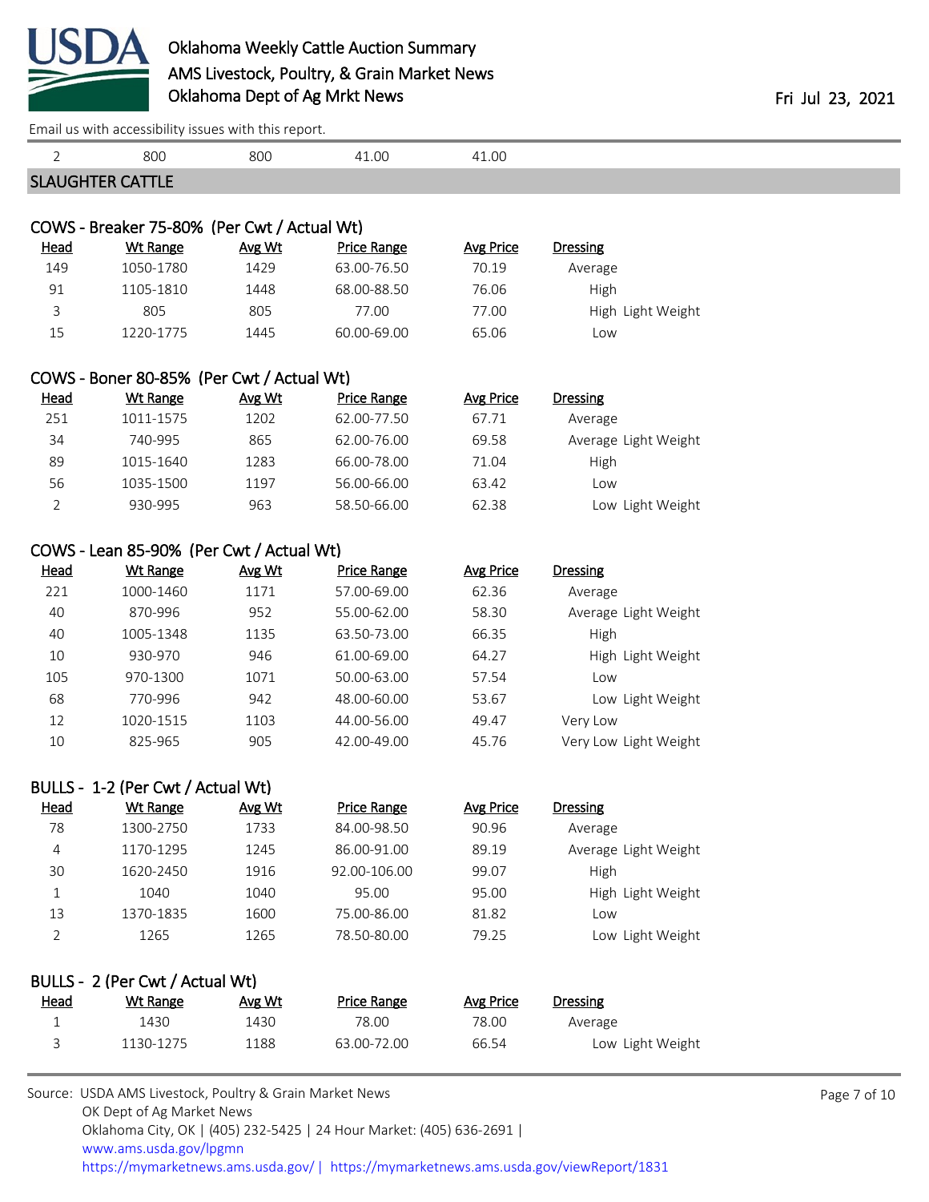Email us with accessibility issues with this report.

| 2 | 800 | 800 | 41.00 | 41.00 | |
|---|---|---|---|---|---|

## SLAUGHTER CATTLE

### COWS - Breaker 75-80% (Per Cwt / Actual Wt)

| Head | Wt Range | Avg Wt | Price Range | Avg Price | Dressing |
|---|---|---|---|---|---|
| 149 | 1050-1780 | 1429 | 63.00-76.50 | 70.19 | Average |
| 91 | 1105-1810 | 1448 | 68.00-88.50 | 76.06 | High |
| 3 | 805 | 805 | 77.00 | 77.00 | High Light Weight |
| 15 | 1220-1775 | 1445 | 60.00-69.00 | 65.06 | Low |

### COWS - Boner 80-85% (Per Cwt / Actual Wt)

| Head | Wt Range | Avg Wt | Price Range | Avg Price | Dressing |
|---|---|---|---|---|---|
| 251 | 1011-1575 | 1202 | 62.00-77.50 | 67.71 | Average |
| 34 | 740-995 | 865 | 62.00-76.00 | 69.58 | Average Light Weight |
| 89 | 1015-1640 | 1283 | 66.00-78.00 | 71.04 | High |
| 56 | 1035-1500 | 1197 | 56.00-66.00 | 63.42 | Low |
| 2 | 930-995 | 963 | 58.50-66.00 | 62.38 | Low Light Weight |

### COWS - Lean 85-90% (Per Cwt / Actual Wt)

| Head | Wt Range | Avg Wt | Price Range | Avg Price | Dressing |
|---|---|---|---|---|---|
| 221 | 1000-1460 | 1171 | 57.00-69.00 | 62.36 | Average |
| 40 | 870-996 | 952 | 55.00-62.00 | 58.30 | Average Light Weight |
| 40 | 1005-1348 | 1135 | 63.50-73.00 | 66.35 | High |
| 10 | 930-970 | 946 | 61.00-69.00 | 64.27 | High Light Weight |
| 105 | 970-1300 | 1071 | 50.00-63.00 | 57.54 | Low |
| 68 | 770-996 | 942 | 48.00-60.00 | 53.67 | Low Light Weight |
| 12 | 1020-1515 | 1103 | 44.00-56.00 | 49.47 | Very Low |
| 10 | 825-965 | 905 | 42.00-49.00 | 45.76 | Very Low Light Weight |

### BULLS - 1-2 (Per Cwt / Actual Wt)

| Head | Wt Range | Avg Wt | Price Range | Avg Price | Dressing |
|---|---|---|---|---|---|
| 78 | 1300-2750 | 1733 | 84.00-98.50 | 90.96 | Average |
| 4 | 1170-1295 | 1245 | 86.00-91.00 | 89.19 | Average Light Weight |
| 30 | 1620-2450 | 1916 | 92.00-106.00 | 99.07 | High |
| 1 | 1040 | 1040 | 95.00 | 95.00 | High Light Weight |
| 13 | 1370-1835 | 1600 | 75.00-86.00 | 81.82 | Low |
| 2 | 1265 | 1265 | 78.50-80.00 | 79.25 | Low Light Weight |

### BULLS - 2 (Per Cwt / Actual Wt)

| Head | Wt Range | Avg Wt | Price Range | Avg Price | Dressing |
|---|---|---|---|---|---|
| 1 | 1430 | 1430 | 78.00 | 78.00 | Average |
| 3 | 1130-1275 | 1188 | 63.00-72.00 | 66.54 | Low Light Weight |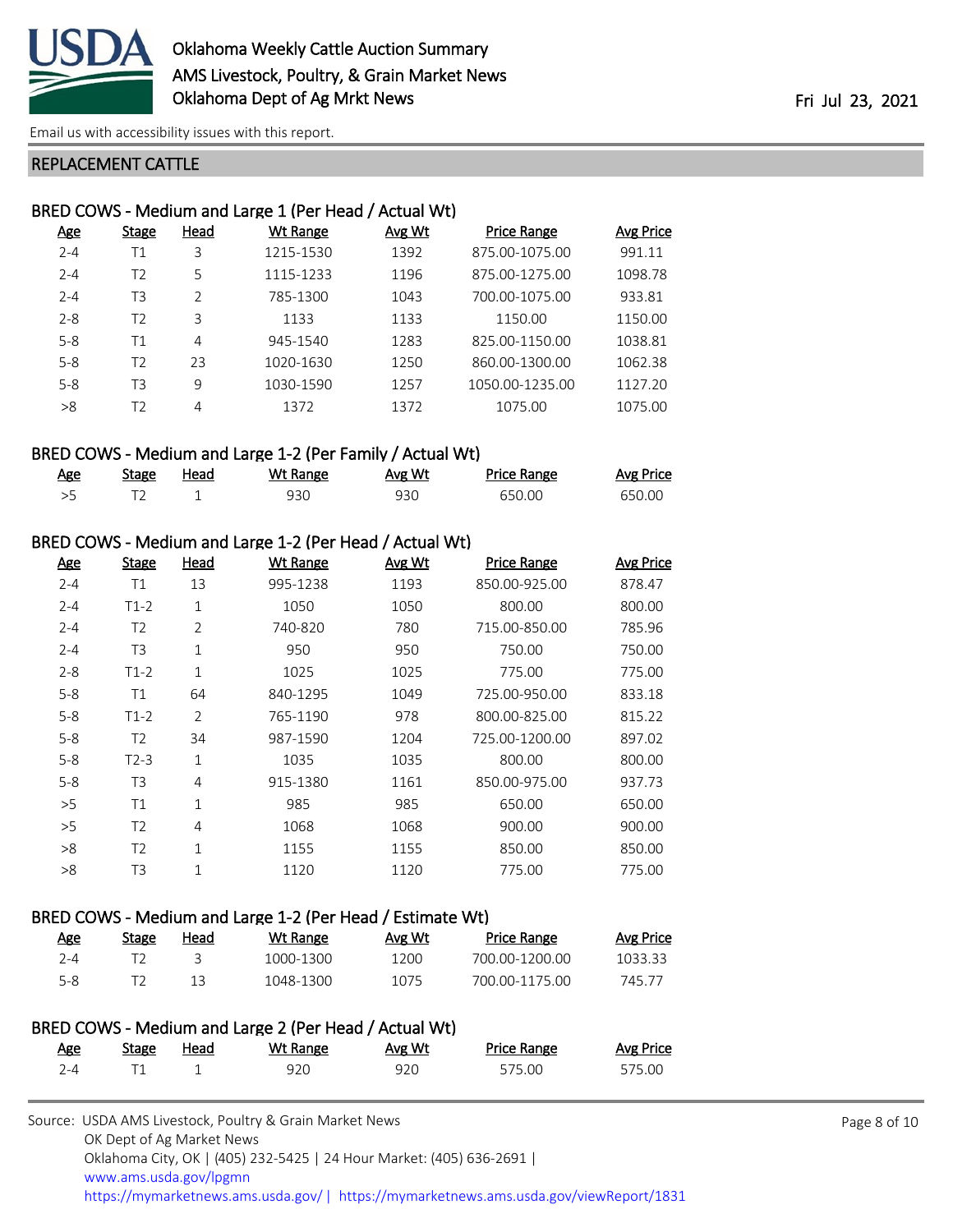## REPLACEMENT CATTLE

### BRED COWS - Medium and Large 1 (Per Head / Actual Wt)

| Age | Stage | Head | Wt Range | Avg Wt | Price Range | Avg Price |
|---|---|---|---|---|---|---|
| 2-4 | T1 | 3 | 1215-1530 | 1392 | 875.00-1075.00 | 991.11 |
| 2-4 | T2 | 5 | 1115-1233 | 1196 | 875.00-1275.00 | 1098.78 |
| 2-4 | T3 | 2 | 785-1300 | 1043 | 700.00-1075.00 | 933.81 |
| 2-8 | T2 | 3 | 1133 | 1133 | 1150.00 | 1150.00 |
| 5-8 | T1 | 4 | 945-1540 | 1283 | 825.00-1150.00 | 1038.81 |
| 5-8 | T2 | 23 | 1020-1630 | 1250 | 860.00-1300.00 | 1062.38 |
| 5-8 | T3 | 9 | 1030-1590 | 1257 | 1050.00-1235.00 | 1127.20 |
| >8 | T2 | 4 | 1372 | 1372 | 1075.00 | 1075.00 |

### BRED COWS - Medium and Large 1-2 (Per Family / Actual Wt)

| Age | Stage | Head | Wt Range | Avg Wt | Price Range | Avg Price |
|---|---|---|---|---|---|---|
| >5 | T2 | 1 | 930 | 930 | 650.00 | 650.00 |

### BRED COWS - Medium and Large 1-2 (Per Head / Actual Wt)

| Age | Stage | Head | Wt Range | Avg Wt | Price Range | Avg Price |
|---|---|---|---|---|---|---|
| 2-4 | T1 | 13 | 995-1238 | 1193 | 850.00-925.00 | 878.47 |
| 2-4 | T1-2 | 1 | 1050 | 1050 | 800.00 | 800.00 |
| 2-4 | T2 | 2 | 740-820 | 780 | 715.00-850.00 | 785.96 |
| 2-4 | T3 | 1 | 950 | 950 | 750.00 | 750.00 |
| 2-8 | T1-2 | 1 | 1025 | 1025 | 775.00 | 775.00 |
| 5-8 | T1 | 64 | 840-1295 | 1049 | 725.00-950.00 | 833.18 |
| 5-8 | T1-2 | 2 | 765-1190 | 978 | 800.00-825.00 | 815.22 |
| 5-8 | T2 | 34 | 987-1590 | 1204 | 725.00-1200.00 | 897.02 |
| 5-8 | T2-3 | 1 | 1035 | 1035 | 800.00 | 800.00 |
| 5-8 | T3 | 4 | 915-1380 | 1161 | 850.00-975.00 | 937.73 |
| >5 | T1 | 1 | 985 | 985 | 650.00 | 650.00 |
| >5 | T2 | 4 | 1068 | 1068 | 900.00 | 900.00 |
| >8 | T2 | 1 | 1155 | 1155 | 850.00 | 850.00 |
| >8 | T3 | 1 | 1120 | 1120 | 775.00 | 775.00 |

### BRED COWS - Medium and Large 1-2 (Per Head / Estimate Wt)

| Age | Stage | Head | Wt Range | Avg Wt | Price Range | Avg Price |
|---|---|---|---|---|---|---|
| 2-4 | T2 | 3 | 1000-1300 | 1200 | 700.00-1200.00 | 1033.33 |
| 5-8 | T2 | 13 | 1048-1300 | 1075 | 700.00-1175.00 | 745.77 |

### BRED COWS - Medium and Large 2 (Per Head / Actual Wt)

| Age | Stage | Head | Wt Range | Avg Wt | Price Range | Avg Price |
|---|---|---|---|---|---|---|
| 2-4 | T1 | 1 | 920 | 920 | 575.00 | 575.00 |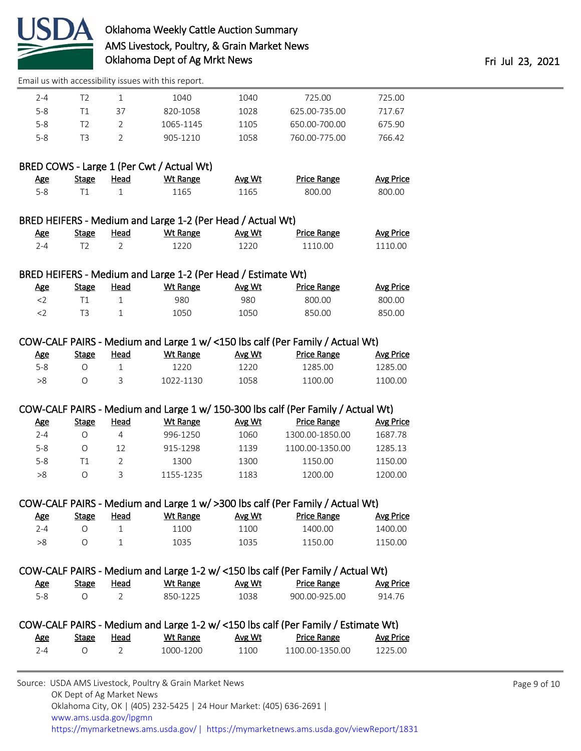| Age | Stage | Head | Wt Range | Avg Wt | Price Range | Avg Price |
|---|---|---|---|---|---|---|
| 2-4 | T2 | 1 | 1040 | 1040 | 725.00 | 725.00 |
| 5-8 | T1 | 37 | 820-1058 | 1028 | 625.00-735.00 | 717.67 |
| 5-8 | T2 | 2 | 1065-1145 | 1105 | 650.00-700.00 | 675.90 |
| 5-8 | T3 | 2 | 905-1210 | 1058 | 760.00-775.00 | 766.42 |

### BRED COWS - Large 1 (Per Cwt / Actual Wt)

| Age | Stage | Head | Wt Range | Avg Wt | Price Range | Avg Price |
|---|---|---|---|---|---|---|
| 5-8 | T1 | 1 | 1165 | 1165 | 800.00 | 800.00 |

### BRED HEIFERS - Medium and Large 1-2 (Per Head / Actual Wt)

| Age | Stage | Head | Wt Range | Avg Wt | Price Range | Avg Price |
|---|---|---|---|---|---|---|
| 2-4 | T2 | 2 | 1220 | 1220 | 1110.00 | 1110.00 |

### BRED HEIFERS - Medium and Large 1-2 (Per Head / Estimate Wt)

| Age | Stage | Head | Wt Range | Avg Wt | Price Range | Avg Price |
|---|---|---|---|---|---|---|
| <2 | T1 | 1 | 980 | 980 | 800.00 | 800.00 |
| <2 | T3 | 1 | 1050 | 1050 | 850.00 | 850.00 |

### COW-CALF PAIRS - Medium and Large 1 w/ <150 lbs calf (Per Family / Actual Wt)

| Age | Stage | Head | Wt Range | Avg Wt | Price Range | Avg Price |
|---|---|---|---|---|---|---|
| 5-8 | O | 1 | 1220 | 1220 | 1285.00 | 1285.00 |
| >8 | O | 3 | 1022-1130 | 1058 | 1100.00 | 1100.00 |

### COW-CALF PAIRS - Medium and Large 1 w/ 150-300 lbs calf (Per Family / Actual Wt)

| Age | Stage | Head | Wt Range | Avg Wt | Price Range | Avg Price |
|---|---|---|---|---|---|---|
| 2-4 | O | 4 | 996-1250 | 1060 | 1300.00-1850.00 | 1687.78 |
| 5-8 | O | 12 | 915-1298 | 1139 | 1100.00-1350.00 | 1285.13 |
| 5-8 | T1 | 2 | 1300 | 1300 | 1150.00 | 1150.00 |
| >8 | O | 3 | 1155-1235 | 1183 | 1200.00 | 1200.00 |

### COW-CALF PAIRS - Medium and Large 1 w/ >300 lbs calf (Per Family / Actual Wt)

| Age | Stage | Head | Wt Range | Avg Wt | Price Range | Avg Price |
|---|---|---|---|---|---|---|
| 2-4 | O | 1 | 1100 | 1100 | 1400.00 | 1400.00 |
| >8 | O | 1 | 1035 | 1035 | 1150.00 | 1150.00 |

### COW-CALF PAIRS - Medium and Large 1-2 w/ <150 lbs calf (Per Family / Actual Wt)

| Age | Stage | Head | Wt Range | Avg Wt | Price Range | Avg Price |
|---|---|---|---|---|---|---|
| 5-8 | O | 2 | 850-1225 | 1038 | 900.00-925.00 | 914.76 |

### COW-CALF PAIRS - Medium and Large 1-2 w/ <150 lbs calf (Per Family / Estimate Wt)

| Age | Stage | Head | Wt Range | Avg Wt | Price Range | Avg Price |
|---|---|---|---|---|---|---|
| 2-4 | O | 2 | 1000-1200 | 1100 | 1100.00-1350.00 | 1225.00 |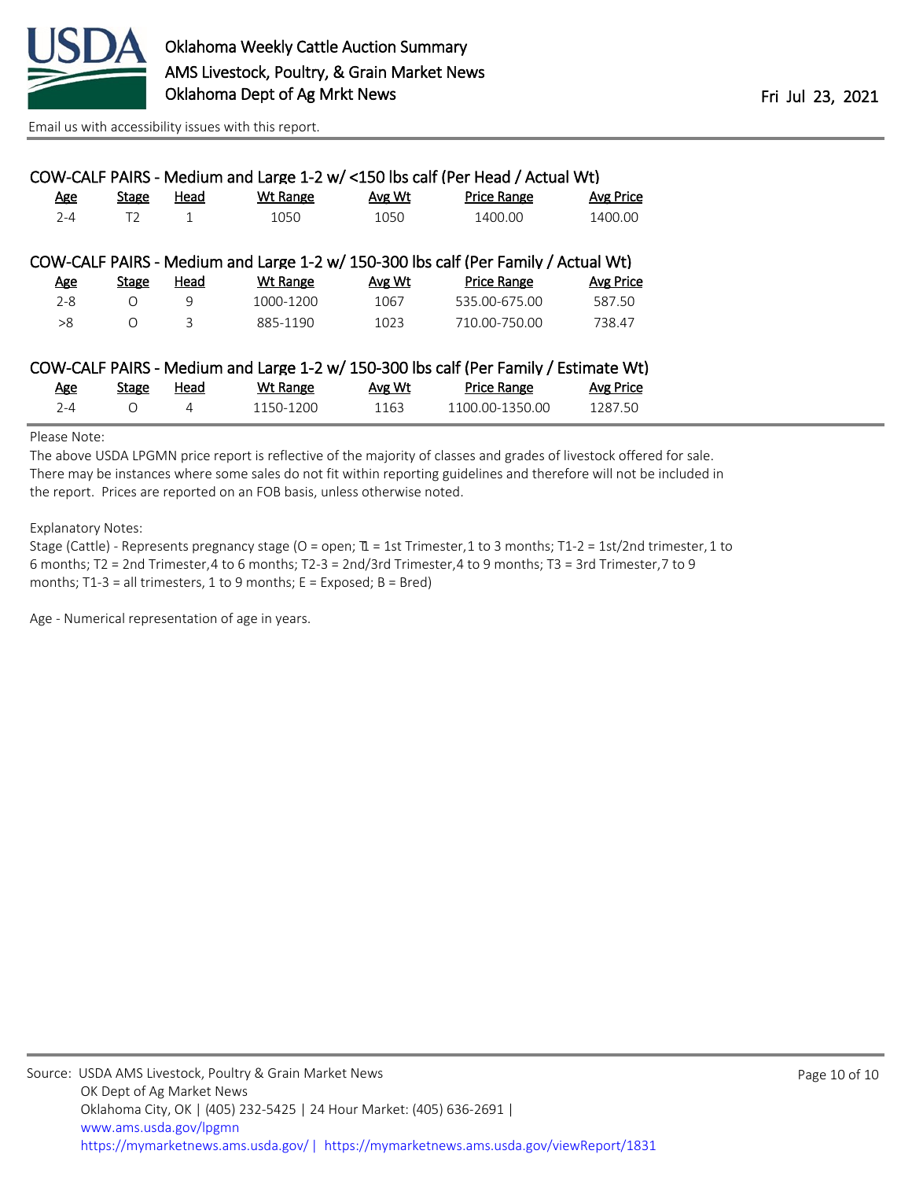Email us with accessibility issues with this report.

### COW-CALF PAIRS - Medium and Large 1-2 w/ <150 lbs calf (Per Head / Actual Wt)

| Age | Stage | Head | Wt Range | Avg Wt | Price Range | Avg Price |
|---|---|---|---|---|---|---|
| 2-4 | T2 | 1 | 1050 | 1050 | 1400.00 | 1400.00 |

### COW-CALF PAIRS - Medium and Large 1-2 w/ 150-300 lbs calf (Per Family / Actual Wt)

| Age | Stage | Head | Wt Range | Avg Wt | Price Range | Avg Price |
|---|---|---|---|---|---|---|
| 2-8 | O | 9 | 1000-1200 | 1067 | 535.00-675.00 | 587.50 |
| >8 | O | 3 | 885-1190 | 1023 | 710.00-750.00 | 738.47 |

### COW-CALF PAIRS - Medium and Large 1-2 w/ 150-300 lbs calf (Per Family / Estimate Wt)

| Age | Stage | Head | Wt Range | Avg Wt | Price Range | Avg Price |
|---|---|---|---|---|---|---|
| 2-4 | O | 4 | 1150-1200 | 1163 | 1100.00-1350.00 | 1287.50 |

Please Note:

The above USDA LPGMN price report is reflective of the majority of classes and grades of livestock offered for sale. There may be instances where some sales do not fit within reporting guidelines and therefore will not be included in the report. Prices are reported on an FOB basis, unless otherwise noted.

Explanatory Notes:

Stage (Cattle) - Represents pregnancy stage (O = open; T1 = 1st Trimester,1 to 3 months; T1-2 = 1st/2nd trimester, 1 to 6 months; T2 = 2nd Trimester,4 to 6 months; T2-3 = 2nd/3rd Trimester,4 to 9 months; T3 = 3rd Trimester,7 to 9 months; T1-3 = all trimesters, 1 to 9 months; E = Exposed; B = Bred)

Age - Numerical representation of age in years.

Source: USDA AMS Livestock, Poultry & Grain Market News
OK Dept of Ag Market News
Oklahoma City, OK | (405) 232-5425 | 24 Hour Market: (405) 636-2691 |
www.ams.usda.gov/lpgmn
https://mymarketnews.ams.usda.gov/ | https://mymarketnews.ams.usda.gov/viewReport/1831